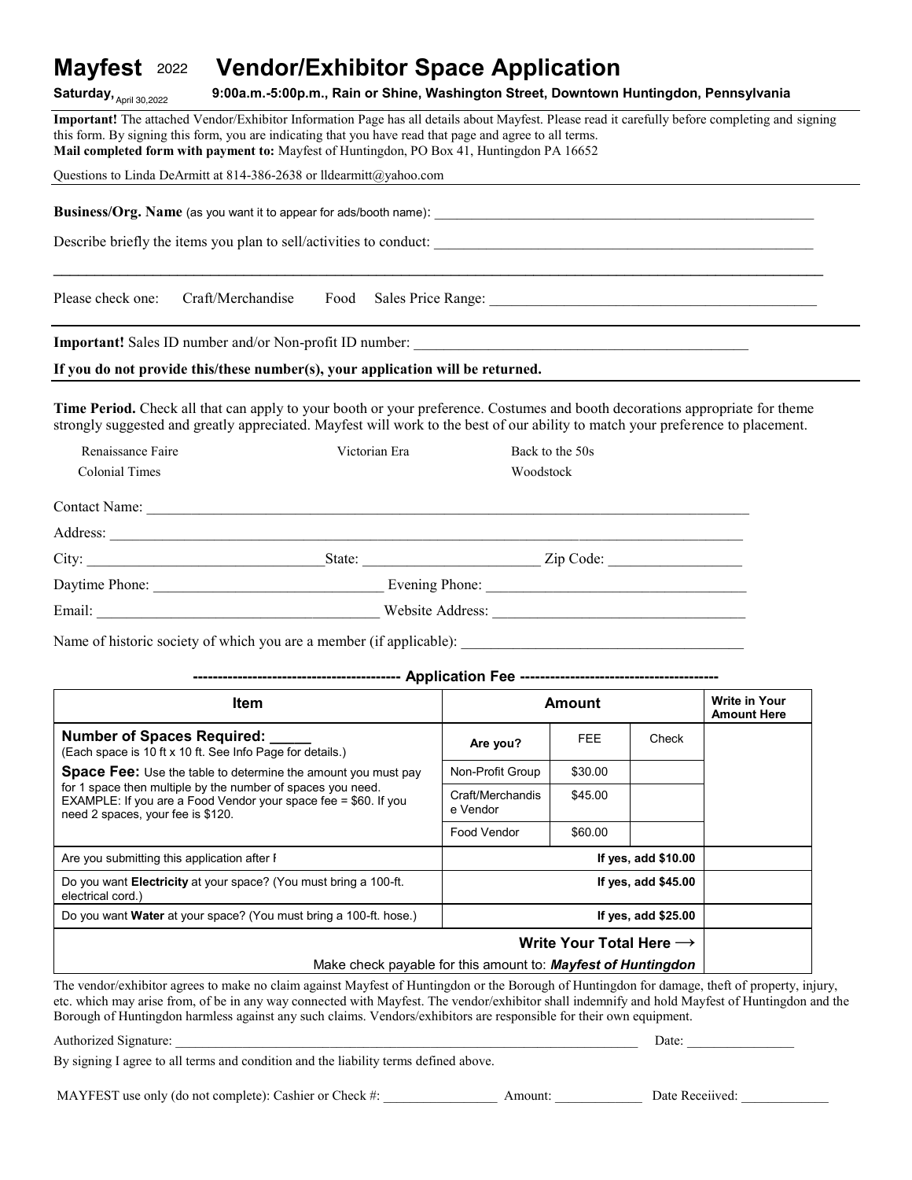# Mayfest 2022 Vendor/Exhibitor Space Application

**Saturday,** April 30,2022 **9:00a.m.-5:00p.m., Rain or Shine, Washington Street, Downtown Huntingdon, Pennsylvania**

**Important!** The attached Vendor/Exhibitor Information Page has all details about Mayfest. Please read it carefully before completing and signing this form. By signing this form, you are indicating that you have read that page and agree to all terms.
**Mail completed form with payment to:** Mayfest of Huntingdon, PO Box 41, Huntingdon PA 16652

Questions to Linda DeArmitt at 814-386-2638 or lldearmitt@yahoo.com

**Business/Org. Name** (as you want it to appear for ads/booth name): ____________________

Describe briefly the items you plan to sell/activities to conduct: ____________________

____________________

Please check one: Craft/Merchandise Food Sales Price Range: ____________________

**Important!** Sales ID number and/or Non-profit ID number: ____________________

**If you do not provide this/these number(s), your application will be returned.**

**Time Period.** Check all that can apply to your booth or your preference. Costumes and booth decorations appropriate for theme strongly suggested and greatly appreciated. Mayfest will work to the best of our ability to match your preference to placement.

Renaissance Faire Victorian Era Back to the 50s
Colonial Times Woodstock

Contact Name: ____________________

Address: ____________________

City: ____________________ State: ____________________ Zip Code: ____________________

Daytime Phone: ____________________ Evening Phone: ____________________

Email: ____________________ Website Address: ____________________

Name of historic society of which you are a member (if applicable): ____________________

**---------------------------------------- Application Fee ----------------------------------------**

| Item | Amount | | | Write in Your Amount Here |
|---|---|---|---|---|
| **Number of Spaces Required: _____** (Each space is 10 ft x 10 ft. See Info Page for details.) **Space Fee:** Use the table to determine the amount you must pay for 1 space then multiple by the number of spaces you need. EXAMPLE: If you are a Food Vendor your space fee = $60. If you need 2 spaces, your fee is $120. | **Are you?** | FEE | Check | |
| | Non-Profit Group | $30.00 | | |
| | Craft/Merchandise Vendor | $45.00 | | |
| | Food Vendor | $60.00 | | |
| Are you submitting this application after I | **If yes, add $10.00** | | | |
| Do you want **Electricity** at your space? (You must bring a 100-ft. electrical cord.) | **If yes, add $45.00** | | | |
| Do you want **Water** at your space? (You must bring a 100-ft. hose.) | **If yes, add $25.00** | | | |
| **Write Your Total Here ⟶** Make check payable for this amount to: ***Mayfest of Huntingdon*** | | | | |

The vendor/exhibitor agrees to make no claim against Mayfest of Huntingdon or the Borough of Huntingdon for damage, theft of property, injury, etc. which may arise from, of be in any way connected with Mayfest. The vendor/exhibitor shall indemnify and hold Mayfest of Huntingdon and the Borough of Huntingdon harmless against any such claims. Vendors/exhibitors are responsible for their own equipment.

Authorized Signature: ____________________ Date: ____________

By signing I agree to all terms and condition and the liability terms defined above.

MAYFEST use only (do not complete): Cashier or Check #: ____________ Amount: ____________ Date Receiived: ____________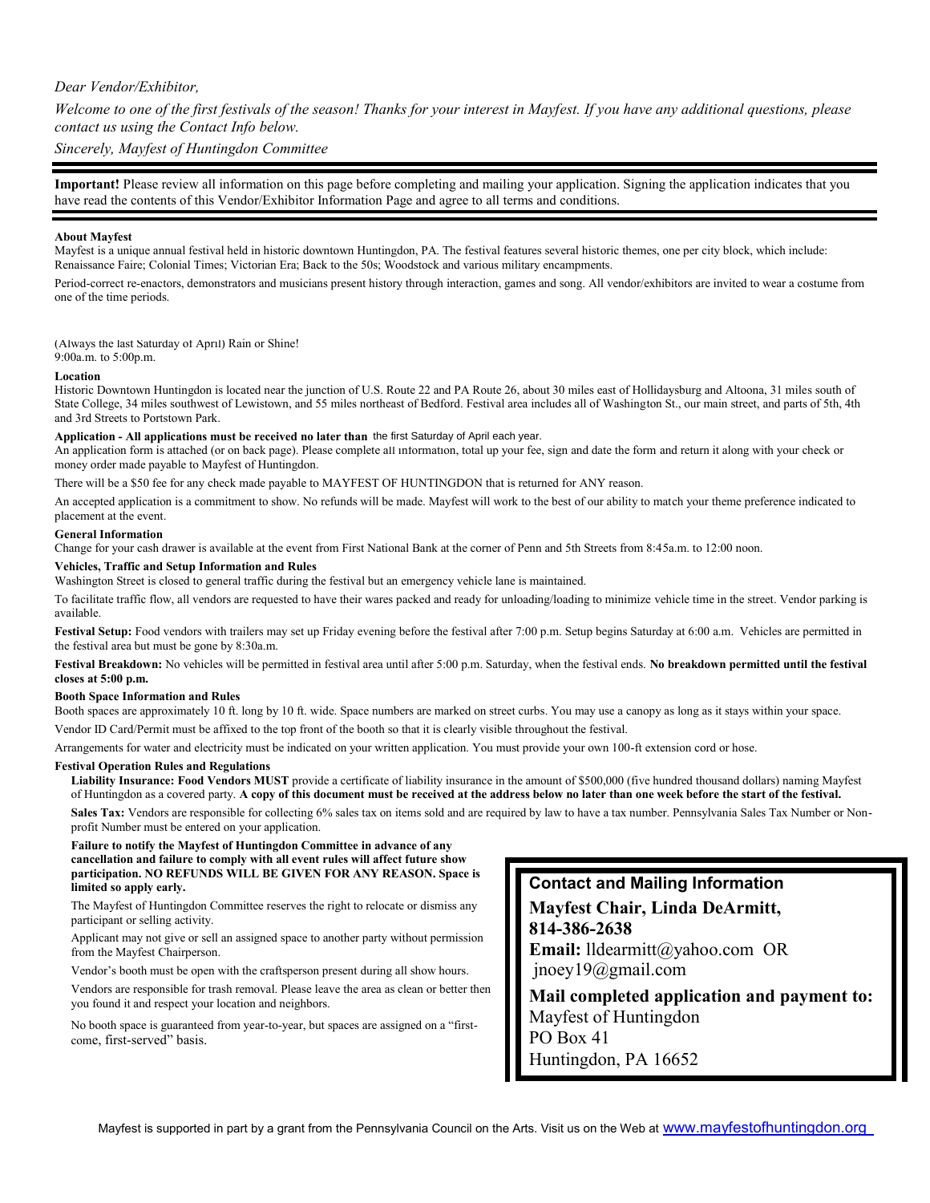*Dear Vendor/Exhibitor,*

*Welcome to one of the first festivals of the season! Thanks for your interest in Mayfest. If you have any additional questions, please contact us using the Contact Info below.*

*Sincerely, Mayfest of Huntingdon Committee*

---

**Important!** Please review all information on this page before completing and mailing your application. Signing the application indicates that you have read the contents of this Vendor/Exhibitor Information Page and agree to all terms and conditions.

---

**About Mayfest**

Mayfest is a unique annual festival held in historic downtown Huntingdon, PA. The festival features several historic themes, one per city block, which include: Renaissance Faire; Colonial Times; Victorian Era; Back to the 50s; Woodstock and various military encampments.

Period-correct re-enactors, demonstrators and musicians present history through interaction, games and song. All vendor/exhibitors are invited to wear a costume from one of the time periods.

(Always the last Saturday of April) Rain or Shine!
9:00a.m. to 5:00p.m.

**Location**

Historic Downtown Huntingdon is located near the junction of U.S. Route 22 and PA Route 26, about 30 miles east of Hollidaysburg and Altoona, 31 miles south of State College, 34 miles southwest of Lewistown, and 55 miles northeast of Bedford. Festival area includes all of Washington St., our main street, and parts of 5th, 4th and 3rd Streets to Portstown Park.

**Application - All applications must be received no later than** the first Saturday of April each year.

An application form is attached (or on back page). Please complete all information, total up your fee, sign and date the form and return it along with your check or money order made payable to Mayfest of Huntingdon.

There will be a $50 fee for any check made payable to MAYFEST OF HUNTINGDON that is returned for ANY reason.

An accepted application is a commitment to show. No refunds will be made. Mayfest will work to the best of our ability to match your theme preference indicated to placement at the event.

**General Information**

Change for your cash drawer is available at the event from First National Bank at the corner of Penn and 5th Streets from 8:45a.m. to 12:00 noon.

**Vehicles, Traffic and Setup Information and Rules**

Washington Street is closed to general traffic during the festival but an emergency vehicle lane is maintained.

To facilitate traffic flow, all vendors are requested to have their wares packed and ready for unloading/loading to minimize vehicle time in the street. Vendor parking is available.

**Festival Setup:** Food vendors with trailers may set up Friday evening before the festival after 7:00 p.m. Setup begins Saturday at 6:00 a.m. Vehicles are permitted in the festival area but must be gone by 8:30a.m.

**Festival Breakdown:** No vehicles will be permitted in festival area until after 5:00 p.m. Saturday, when the festival ends. **No breakdown permitted until the festival closes at 5:00 p.m.**

**Booth Space Information and Rules**

Booth spaces are approximately 10 ft. long by 10 ft. wide. Space numbers are marked on street curbs. You may use a canopy as long as it stays within your space.

Vendor ID Card/Permit must be affixed to the top front of the booth so that it is clearly visible throughout the festival.

Arrangements for water and electricity must be indicated on your written application. You must provide your own 100-ft extension cord or hose.

**Festival Operation Rules and Regulations**

**Liability Insurance: Food Vendors MUST** provide a certificate of liability insurance in the amount of $500,000 (five hundred thousand dollars) naming Mayfest of Huntingdon as a covered party. **A copy of this document must be received at the address below no later than one week before the start of the festival.**

**Sales Tax:** Vendors are responsible for collecting 6% sales tax on items sold and are required by law to have a tax number. Pennsylvania Sales Tax Number or Non-profit Number must be entered on your application.

**Failure to notify the Mayfest of Huntingdon Committee in advance of any cancellation and failure to comply with all event rules will affect future show participation. NO REFUNDS WILL BE GIVEN FOR ANY REASON. Space is limited so apply early.**

The Mayfest of Huntingdon Committee reserves the right to relocate or dismiss any participant or selling activity.

Applicant may not give or sell an assigned space to another party without permission from the Mayfest Chairperson.

Vendor's booth must be open with the craftsperson present during all show hours.

Vendors are responsible for trash removal. Please leave the area as clean or better then you found it and respect your location and neighbors.

No booth space is guaranteed from year-to-year, but spaces are assigned on a "first-come, first-served" basis.

**Contact and Mailing Information**

**Mayfest Chair, Linda DeArmitt, 814-386-2638**

**Email:** lldearmitt@yahoo.com OR jnoey19@gmail.com

**Mail completed application and payment to:**

Mayfest of Huntingdon
PO Box 41
Huntingdon, PA 16652

Mayfest is supported in part by a grant from the Pennsylvania Council on the Arts. Visit us on the Web at www.mayfestofhuntingdon.org